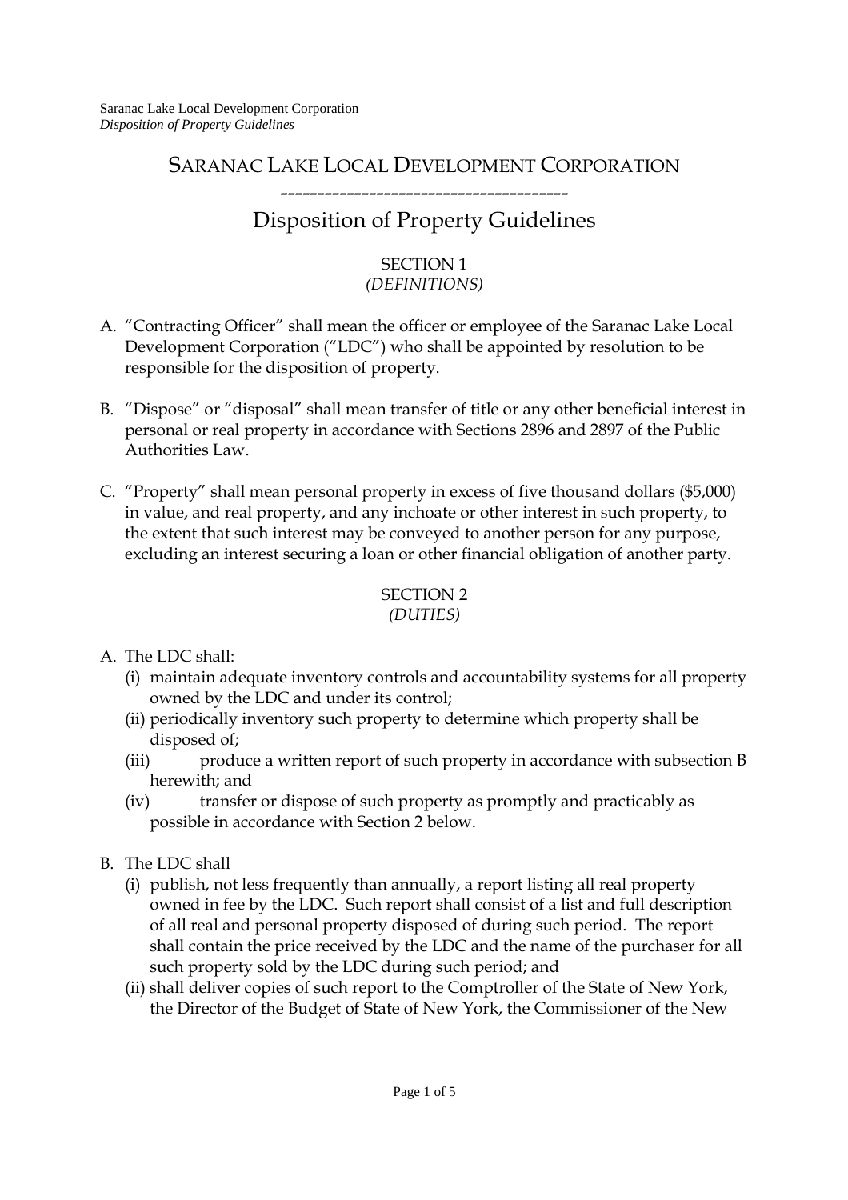# Saranac Lake Local Development Corporation

---

## Disposition of Property Guidelines

### SECTION 1
*(DEFINITIONS)*

A. "Contracting Officer" shall mean the officer or employee of the Saranac Lake Local Development Corporation ("LDC") who shall be appointed by resolution to be responsible for the disposition of property.

B. "Dispose" or "disposal" shall mean transfer of title or any other beneficial interest in personal or real property in accordance with Sections 2896 and 2897 of the Public Authorities Law.

C. "Property" shall mean personal property in excess of five thousand dollars ($5,000) in value, and real property, and any inchoate or other interest in such property, to the extent that such interest may be conveyed to another person for any purpose, excluding an interest securing a loan or other financial obligation of another party.

### SECTION 2
*(DUTIES)*

A. The LDC shall:
   (i) maintain adequate inventory controls and accountability systems for all property owned by the LDC and under its control;
   (ii) periodically inventory such property to determine which property shall be disposed of;
   (iii) produce a written report of such property in accordance with subsection B herewith; and
   (iv) transfer or dispose of such property as promptly and practicably as possible in accordance with Section 2 below.

B. The LDC shall
   (i) publish, not less frequently than annually, a report listing all real property owned in fee by the LDC. Such report shall consist of a list and full description of all real and personal property disposed of during such period. The report shall contain the price received by the LDC and the name of the purchaser for all such property sold by the LDC during such period; and
   (ii) shall deliver copies of such report to the Comptroller of the State of New York, the Director of the Budget of State of New York, the Commissioner of the New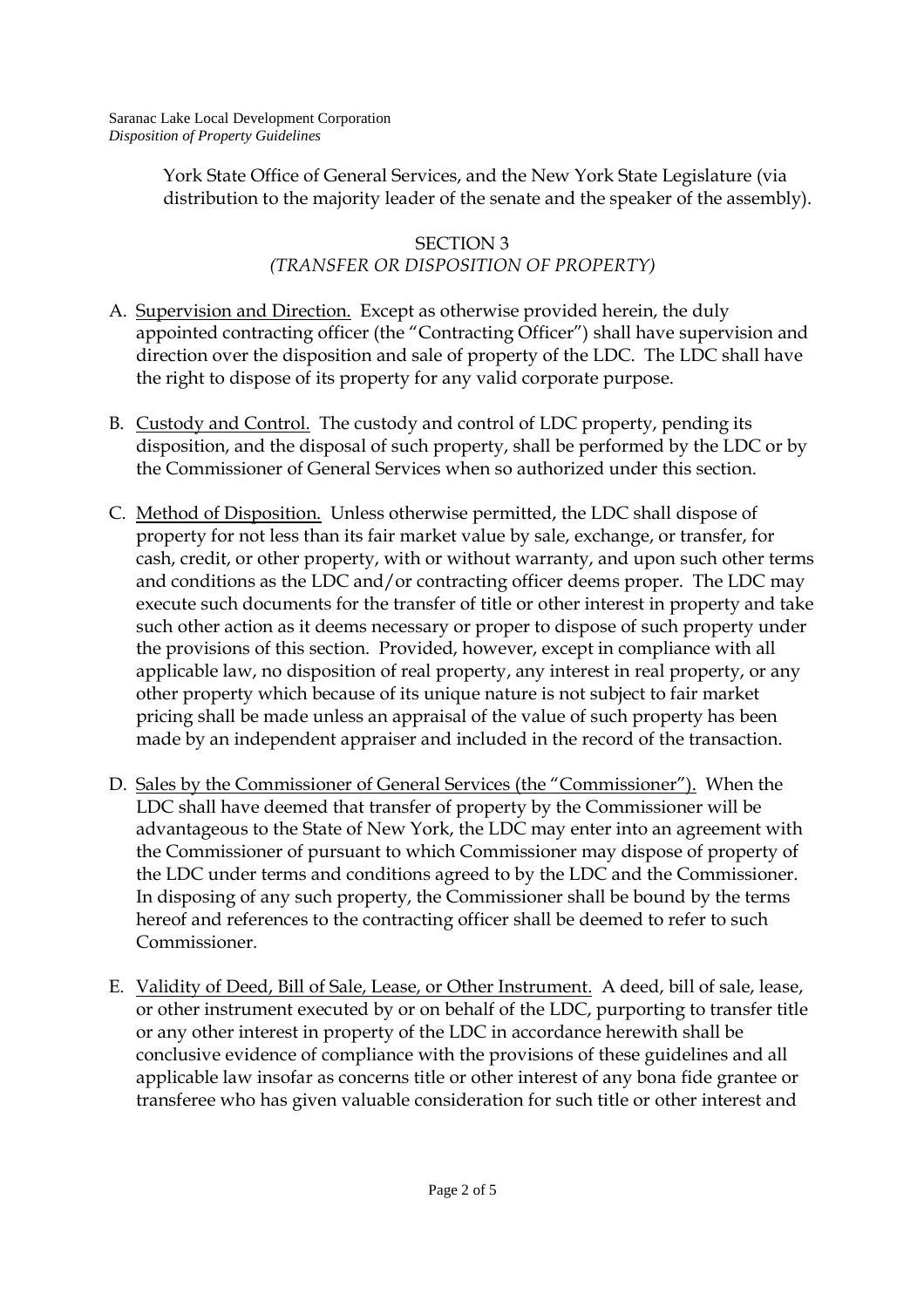York State Office of General Services, and the New York State Legislature (via distribution to the majority leader of the senate and the speaker of the assembly).

## SECTION 3
*(TRANSFER OR DISPOSITION OF PROPERTY)*

A. Supervision and Direction. Except as otherwise provided herein, the duly appointed contracting officer (the "Contracting Officer") shall have supervision and direction over the disposition and sale of property of the LDC. The LDC shall have the right to dispose of its property for any valid corporate purpose.

B. Custody and Control. The custody and control of LDC property, pending its disposition, and the disposal of such property, shall be performed by the LDC or by the Commissioner of General Services when so authorized under this section.

C. Method of Disposition. Unless otherwise permitted, the LDC shall dispose of property for not less than its fair market value by sale, exchange, or transfer, for cash, credit, or other property, with or without warranty, and upon such other terms and conditions as the LDC and/or contracting officer deems proper. The LDC may execute such documents for the transfer of title or other interest in property and take such other action as it deems necessary or proper to dispose of such property under the provisions of this section. Provided, however, except in compliance with all applicable law, no disposition of real property, any interest in real property, or any other property which because of its unique nature is not subject to fair market pricing shall be made unless an appraisal of the value of such property has been made by an independent appraiser and included in the record of the transaction.

D. Sales by the Commissioner of General Services (the "Commissioner"). When the LDC shall have deemed that transfer of property by the Commissioner will be advantageous to the State of New York, the LDC may enter into an agreement with the Commissioner of pursuant to which Commissioner may dispose of property of the LDC under terms and conditions agreed to by the LDC and the Commissioner. In disposing of any such property, the Commissioner shall be bound by the terms hereof and references to the contracting officer shall be deemed to refer to such Commissioner.

E. Validity of Deed, Bill of Sale, Lease, or Other Instrument. A deed, bill of sale, lease, or other instrument executed by or on behalf of the LDC, purporting to transfer title or any other interest in property of the LDC in accordance herewith shall be conclusive evidence of compliance with the provisions of these guidelines and all applicable law insofar as concerns title or other interest of any bona fide grantee or transferee who has given valuable consideration for such title or other interest and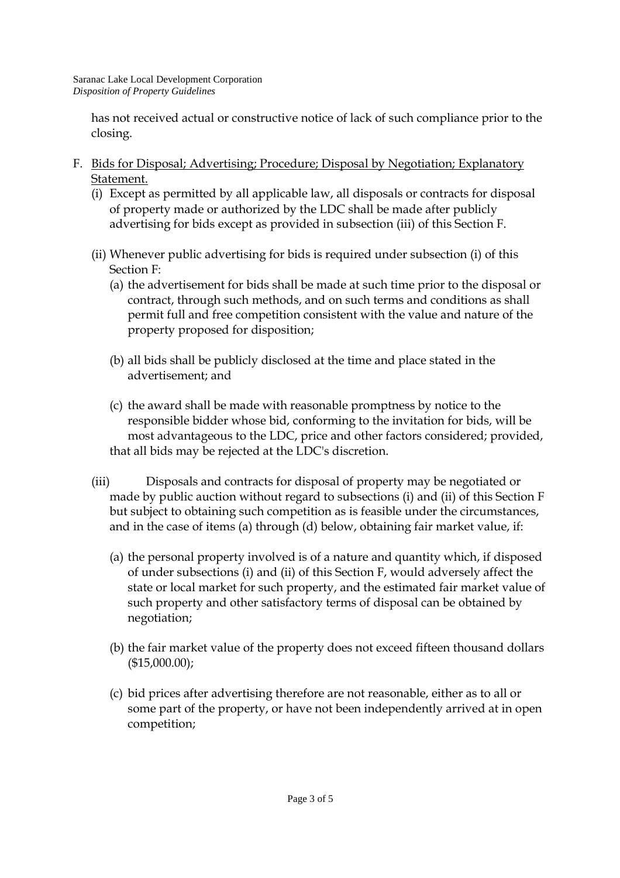has not received actual or constructive notice of lack of such compliance prior to the closing.

F. <u>Bids for Disposal; Advertising; Procedure; Disposal by Negotiation; Explanatory Statement.</u>

   (i) Except as permitted by all applicable law, all disposals or contracts for disposal of property made or authorized by the LDC shall be made after publicly advertising for bids except as provided in subsection (iii) of this Section F.

   (ii) Whenever public advertising for bids is required under subsection (i) of this Section F:

      (a) the advertisement for bids shall be made at such time prior to the disposal or contract, through such methods, and on such terms and conditions as shall permit full and free competition consistent with the value and nature of the property proposed for disposition;

      (b) all bids shall be publicly disclosed at the time and place stated in the advertisement; and

      (c) the award shall be made with reasonable promptness by notice to the responsible bidder whose bid, conforming to the invitation for bids, will be most advantageous to the LDC, price and other factors considered; provided, that all bids may be rejected at the LDC's discretion.

   (iii) Disposals and contracts for disposal of property may be negotiated or made by public auction without regard to subsections (i) and (ii) of this Section F but subject to obtaining such competition as is feasible under the circumstances, and in the case of items (a) through (d) below, obtaining fair market value, if:

      (a) the personal property involved is of a nature and quantity which, if disposed of under subsections (i) and (ii) of this Section F, would adversely affect the state or local market for such property, and the estimated fair market value of such property and other satisfactory terms of disposal can be obtained by negotiation;

      (b) the fair market value of the property does not exceed fifteen thousand dollars ($15,000.00);

      (c) bid prices after advertising therefore are not reasonable, either as to all or some part of the property, or have not been independently arrived at in open competition;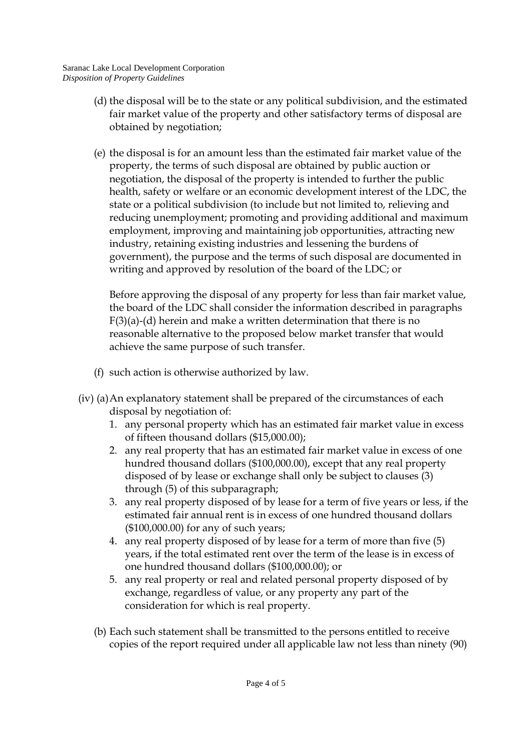(d) the disposal will be to the state or any political subdivision, and the estimated fair market value of the property and other satisfactory terms of disposal are obtained by negotiation;

(e) the disposal is for an amount less than the estimated fair market value of the property, the terms of such disposal are obtained by public auction or negotiation, the disposal of the property is intended to further the public health, safety or welfare or an economic development interest of the LDC, the state or a political subdivision (to include but not limited to, relieving and reducing unemployment; promoting and providing additional and maximum employment, improving and maintaining job opportunities, attracting new industry, retaining existing industries and lessening the burdens of government), the purpose and the terms of such disposal are documented in writing and approved by resolution of the board of the LDC; or

Before approving the disposal of any property for less than fair market value, the board of the LDC shall consider the information described in paragraphs F(3)(a)-(d) herein and make a written determination that there is no reasonable alternative to the proposed below market transfer that would achieve the same purpose of such transfer.

(f) such action is otherwise authorized by law.

(iv) (a) An explanatory statement shall be prepared of the circumstances of each disposal by negotiation of:

1. any personal property which has an estimated fair market value in excess of fifteen thousand dollars ($15,000.00);
2. any real property that has an estimated fair market value in excess of one hundred thousand dollars ($100,000.00), except that any real property disposed of by lease or exchange shall only be subject to clauses (3) through (5) of this subparagraph;
3. any real property disposed of by lease for a term of five years or less, if the estimated fair annual rent is in excess of one hundred thousand dollars ($100,000.00) for any of such years;
4. any real property disposed of by lease for a term of more than five (5) years, if the total estimated rent over the term of the lease is in excess of one hundred thousand dollars ($100,000.00); or
5. any real property or real and related personal property disposed of by exchange, regardless of value, or any property any part of the consideration for which is real property.

(b) Each such statement shall be transmitted to the persons entitled to receive copies of the report required under all applicable law not less than ninety (90)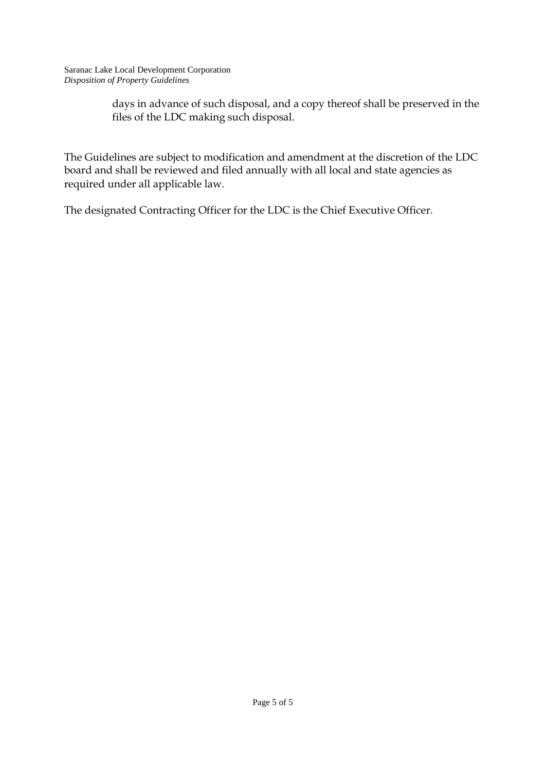days in advance of such disposal, and a copy thereof shall be preserved in the files of the LDC making such disposal.

The Guidelines are subject to modification and amendment at the discretion of the LDC board and shall be reviewed and filed annually with all local and state agencies as required under all applicable law.

The designated Contracting Officer for the LDC is the Chief Executive Officer.